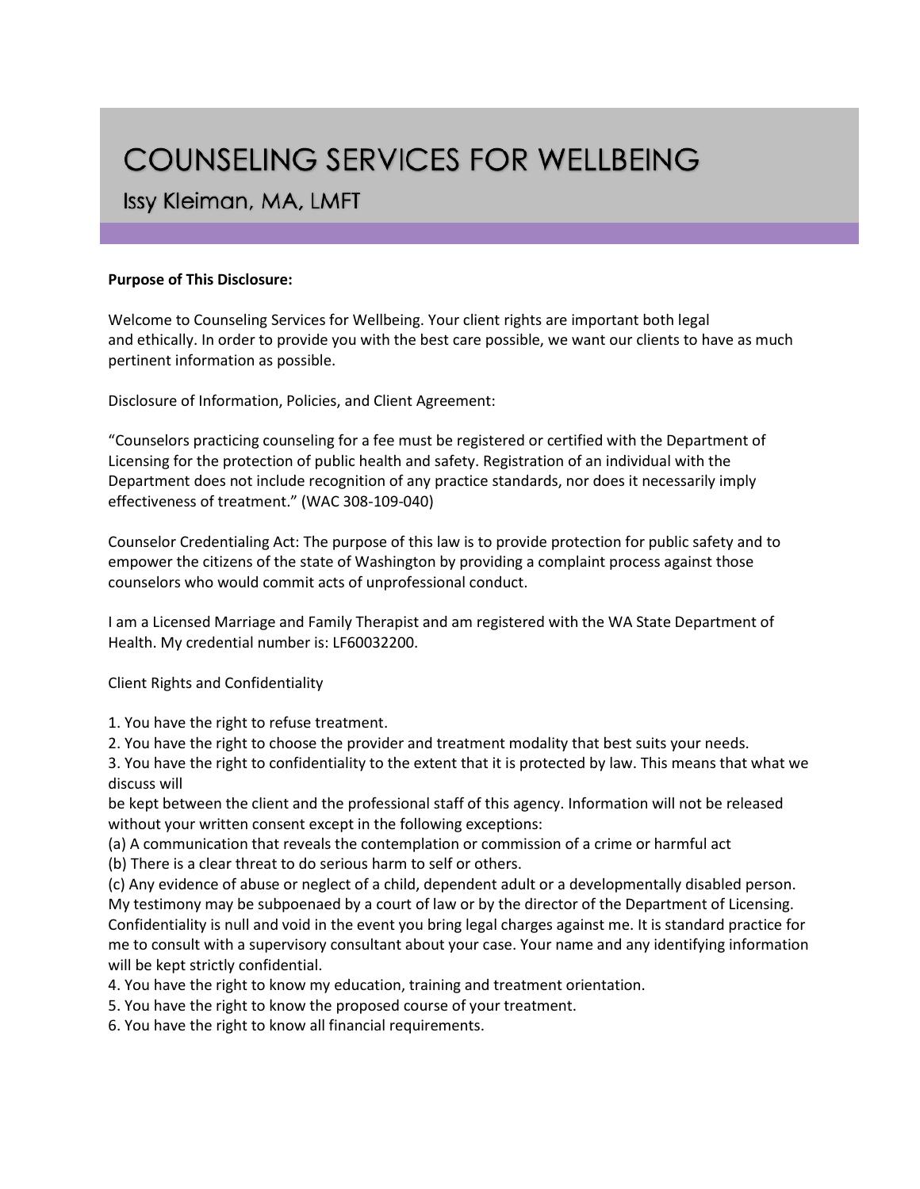# COUNSELING SERVICES FOR WELLBEING

## Issy Kleiman, MA, LMFT

**Purpose of This Disclosure:**

Welcome to Counseling Services for Wellbeing. Your client rights are important both legal and ethically. In order to provide you with the best care possible, we want our clients to have as much pertinent information as possible.

Disclosure of Information, Policies, and Client Agreement:

"Counselors practicing counseling for a fee must be registered or certified with the Department of Licensing for the protection of public health and safety. Registration of an individual with the Department does not include recognition of any practice standards, nor does it necessarily imply effectiveness of treatment." (WAC 308-109-040)

Counselor Credentialing Act: The purpose of this law is to provide protection for public safety and to empower the citizens of the state of Washington by providing a complaint process against those counselors who would commit acts of unprofessional conduct.

I am a Licensed Marriage and Family Therapist and am registered with the WA State Department of Health. My credential number is: LF60032200.

Client Rights and Confidentiality

1. You have the right to refuse treatment.
2. You have the right to choose the provider and treatment modality that best suits your needs.
3. You have the right to confidentiality to the extent that it is protected by law. This means that what we discuss will be kept between the client and the professional staff of this agency. Information will not be released without your written consent except in the following exceptions:
(a) A communication that reveals the contemplation or commission of a crime or harmful act
(b) There is a clear threat to do serious harm to self or others.
(c) Any evidence of abuse or neglect of a child, dependent adult or a developmentally disabled person.
My testimony may be subpoenaed by a court of law or by the director of the Department of Licensing. Confidentiality is null and void in the event you bring legal charges against me. It is standard practice for me to consult with a supervisory consultant about your case. Your name and any identifying information will be kept strictly confidential.
4. You have the right to know my education, training and treatment orientation.
5. You have the right to know the proposed course of your treatment.
6. You have the right to know all financial requirements.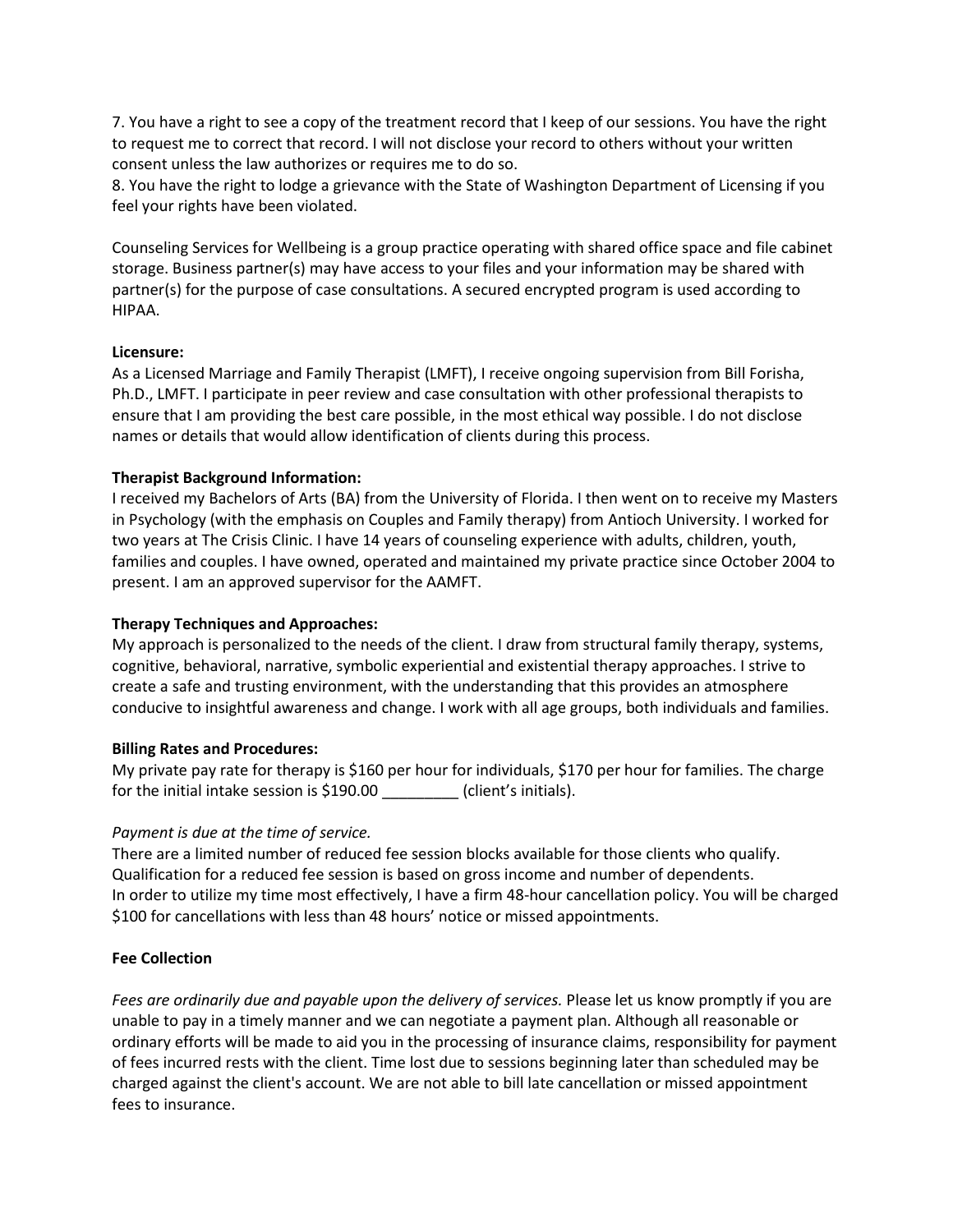7. You have a right to see a copy of the treatment record that I keep of our sessions. You have the right to request me to correct that record. I will not disclose your record to others without your written consent unless the law authorizes or requires me to do so.
8. You have the right to lodge a grievance with the State of Washington Department of Licensing if you feel your rights have been violated.

Counseling Services for Wellbeing is a group practice operating with shared office space and file cabinet storage. Business partner(s) may have access to your files and your information may be shared with partner(s) for the purpose of case consultations. A secured encrypted program is used according to HIPAA.

**Licensure:**
As a Licensed Marriage and Family Therapist (LMFT), I receive ongoing supervision from Bill Forisha, Ph.D., LMFT. I participate in peer review and case consultation with other professional therapists to ensure that I am providing the best care possible, in the most ethical way possible. I do not disclose names or details that would allow identification of clients during this process.

**Therapist Background Information:**
I received my Bachelors of Arts (BA) from the University of Florida. I then went on to receive my Masters in Psychology (with the emphasis on Couples and Family therapy) from Antioch University. I worked for two years at The Crisis Clinic. I have 14 years of counseling experience with adults, children, youth, families and couples. I have owned, operated and maintained my private practice since October 2004 to present. I am an approved supervisor for the AAMFT.

**Therapy Techniques and Approaches:**
My approach is personalized to the needs of the client. I draw from structural family therapy, systems, cognitive, behavioral, narrative, symbolic experiential and existential therapy approaches. I strive to create a safe and trusting environment, with the understanding that this provides an atmosphere conducive to insightful awareness and change. I work with all age groups, both individuals and families.

**Billing Rates and Procedures:**
My private pay rate for therapy is $160 per hour for individuals, $170 per hour for families. The charge for the initial intake session is $190.00 _________ (client's initials).

*Payment is due at the time of service.*
There are a limited number of reduced fee session blocks available for those clients who qualify. Qualification for a reduced fee session is based on gross income and number of dependents.
In order to utilize my time most effectively, I have a firm 48-hour cancellation policy. You will be charged $100 for cancellations with less than 48 hours' notice or missed appointments.

**Fee Collection**

*Fees are ordinarily due and payable upon the delivery of services.* Please let us know promptly if you are unable to pay in a timely manner and we can negotiate a payment plan. Although all reasonable or ordinary efforts will be made to aid you in the processing of insurance claims, responsibility for payment of fees incurred rests with the client. Time lost due to sessions beginning later than scheduled may be charged against the client's account. We are not able to bill late cancellation or missed appointment fees to insurance.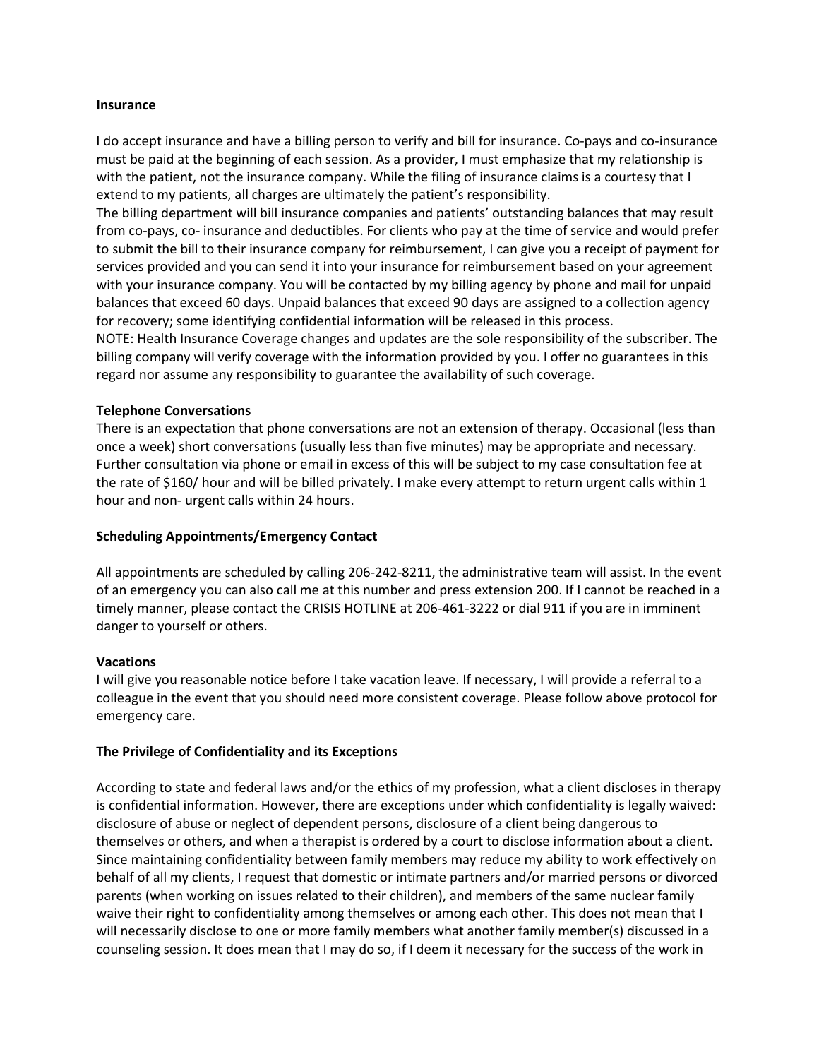**Insurance**

I do accept insurance and have a billing person to verify and bill for insurance. Co-pays and co-insurance must be paid at the beginning of each session. As a provider, I must emphasize that my relationship is with the patient, not the insurance company. While the filing of insurance claims is a courtesy that I extend to my patients, all charges are ultimately the patient's responsibility.

The billing department will bill insurance companies and patients' outstanding balances that may result from co-pays, co- insurance and deductibles. For clients who pay at the time of service and would prefer to submit the bill to their insurance company for reimbursement, I can give you a receipt of payment for services provided and you can send it into your insurance for reimbursement based on your agreement with your insurance company. You will be contacted by my billing agency by phone and mail for unpaid balances that exceed 60 days. Unpaid balances that exceed 90 days are assigned to a collection agency for recovery; some identifying confidential information will be released in this process.

NOTE: Health Insurance Coverage changes and updates are the sole responsibility of the subscriber. The billing company will verify coverage with the information provided by you. I offer no guarantees in this regard nor assume any responsibility to guarantee the availability of such coverage.

**Telephone Conversations**

There is an expectation that phone conversations are not an extension of therapy. Occasional (less than once a week) short conversations (usually less than five minutes) may be appropriate and necessary. Further consultation via phone or email in excess of this will be subject to my case consultation fee at the rate of $160/ hour and will be billed privately. I make every attempt to return urgent calls within 1 hour and non- urgent calls within 24 hours.

**Scheduling Appointments/Emergency Contact**

All appointments are scheduled by calling 206-242-8211, the administrative team will assist. In the event of an emergency you can also call me at this number and press extension 200. If I cannot be reached in a timely manner, please contact the CRISIS HOTLINE at 206-461-3222 or dial 911 if you are in imminent danger to yourself or others.

**Vacations**

I will give you reasonable notice before I take vacation leave. If necessary, I will provide a referral to a colleague in the event that you should need more consistent coverage. Please follow above protocol for emergency care.

**The Privilege of Confidentiality and its Exceptions**

According to state and federal laws and/or the ethics of my profession, what a client discloses in therapy is confidential information. However, there are exceptions under which confidentiality is legally waived: disclosure of abuse or neglect of dependent persons, disclosure of a client being dangerous to themselves or others, and when a therapist is ordered by a court to disclose information about a client. Since maintaining confidentiality between family members may reduce my ability to work effectively on behalf of all my clients, I request that domestic or intimate partners and/or married persons or divorced parents (when working on issues related to their children), and members of the same nuclear family waive their right to confidentiality among themselves or among each other. This does not mean that I will necessarily disclose to one or more family members what another family member(s) discussed in a counseling session. It does mean that I may do so, if I deem it necessary for the success of the work in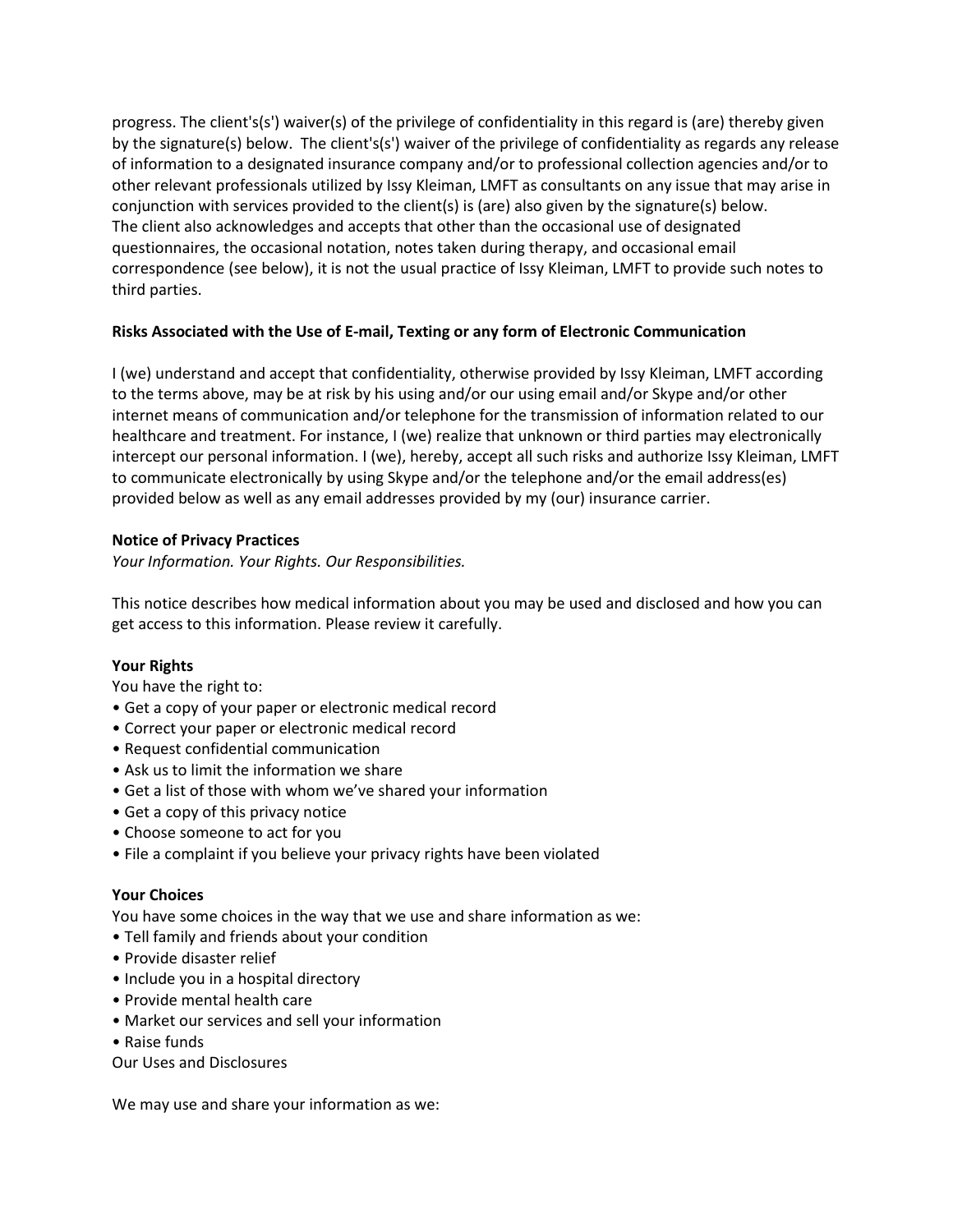progress. The client's(s') waiver(s) of the privilege of confidentiality in this regard is (are) thereby given by the signature(s) below. The client's(s') waiver of the privilege of confidentiality as regards any release of information to a designated insurance company and/or to professional collection agencies and/or to other relevant professionals utilized by Issy Kleiman, LMFT as consultants on any issue that may arise in conjunction with services provided to the client(s) is (are) also given by the signature(s) below.
The client also acknowledges and accepts that other than the occasional use of designated questionnaires, the occasional notation, notes taken during therapy, and occasional email correspondence (see below), it is not the usual practice of Issy Kleiman, LMFT to provide such notes to third parties.

**Risks Associated with the Use of E-mail, Texting or any form of Electronic Communication**

I (we) understand and accept that confidentiality, otherwise provided by Issy Kleiman, LMFT according to the terms above, may be at risk by his using and/or our using email and/or Skype and/or other internet means of communication and/or telephone for the transmission of information related to our healthcare and treatment. For instance, I (we) realize that unknown or third parties may electronically intercept our personal information. I (we), hereby, accept all such risks and authorize Issy Kleiman, LMFT to communicate electronically by using Skype and/or the telephone and/or the email address(es) provided below as well as any email addresses provided by my (our) insurance carrier.

**Notice of Privacy Practices**
*Your Information. Your Rights. Our Responsibilities.*

This notice describes how medical information about you may be used and disclosed and how you can get access to this information. Please review it carefully.

**Your Rights**
You have the right to:
- Get a copy of your paper or electronic medical record
- Correct your paper or electronic medical record
- Request confidential communication
- Ask us to limit the information we share
- Get a list of those with whom we've shared your information
- Get a copy of this privacy notice
- Choose someone to act for you
- File a complaint if you believe your privacy rights have been violated

**Your Choices**
You have some choices in the way that we use and share information as we:
- Tell family and friends about your condition
- Provide disaster relief
- Include you in a hospital directory
- Provide mental health care
- Market our services and sell your information
- Raise funds

Our Uses and Disclosures

We may use and share your information as we: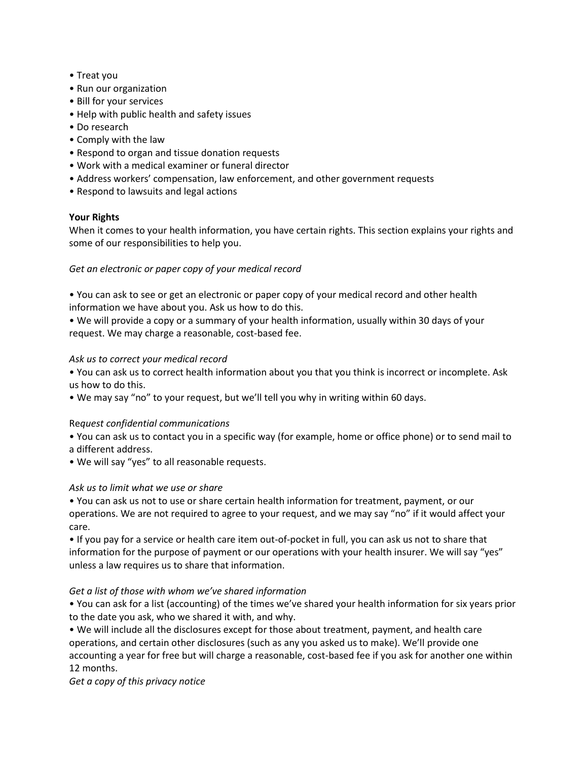- Treat you
- Run our organization
- Bill for your services
- Help with public health and safety issues
- Do research
- Comply with the law
- Respond to organ and tissue donation requests
- Work with a medical examiner or funeral director
- Address workers' compensation, law enforcement, and other government requests
- Respond to lawsuits and legal actions

**Your Rights**

When it comes to your health information, you have certain rights. This section explains your rights and some of our responsibilities to help you.

*Get an electronic or paper copy of your medical record*

- You can ask to see or get an electronic or paper copy of your medical record and other health information we have about you. Ask us how to do this.
- We will provide a copy or a summary of your health information, usually within 30 days of your request. We may charge a reasonable, cost-based fee.

*Ask us to correct your medical record*

- You can ask us to correct health information about you that you think is incorrect or incomplete. Ask us how to do this.
- We may say "no" to your request, but we'll tell you why in writing within 60 days.

Re*quest confidential communications*

- You can ask us to contact you in a specific way (for example, home or office phone) or to send mail to a different address.
- We will say "yes" to all reasonable requests.

*Ask us to limit what we use or share*

- You can ask us not to use or share certain health information for treatment, payment, or our operations. We are not required to agree to your request, and we may say "no" if it would affect your care.
- If you pay for a service or health care item out-of-pocket in full, you can ask us not to share that information for the purpose of payment or our operations with your health insurer. We will say "yes" unless a law requires us to share that information.

*Get a list of those with whom we've shared information*

- You can ask for a list (accounting) of the times we've shared your health information for six years prior to the date you ask, who we shared it with, and why.
- We will include all the disclosures except for those about treatment, payment, and health care operations, and certain other disclosures (such as any you asked us to make). We'll provide one accounting a year for free but will charge a reasonable, cost-based fee if you ask for another one within 12 months.

*Get a copy of this privacy notice*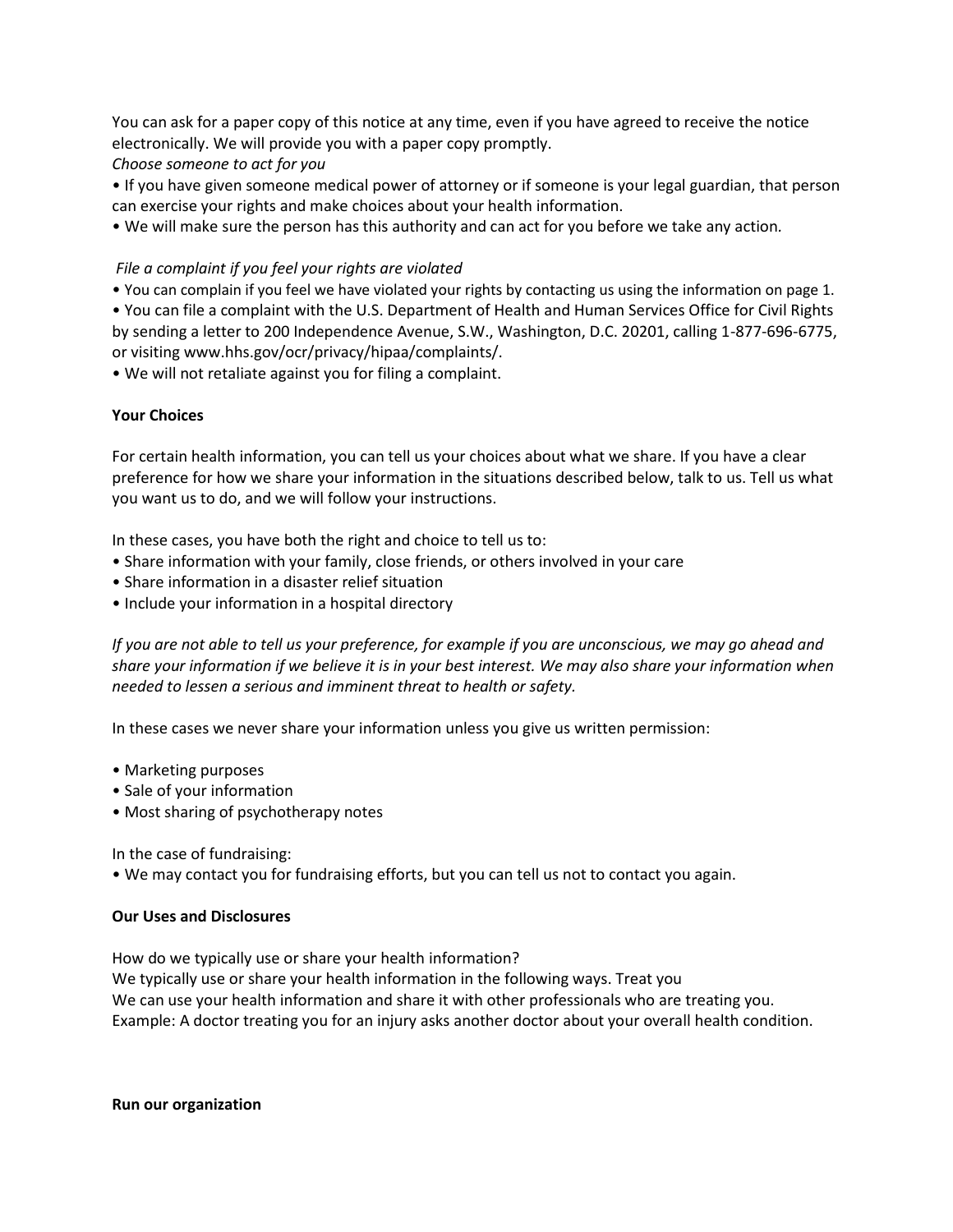You can ask for a paper copy of this notice at any time, even if you have agreed to receive the notice electronically. We will provide you with a paper copy promptly.

*Choose someone to act for you*

- If you have given someone medical power of attorney or if someone is your legal guardian, that person can exercise your rights and make choices about your health information.
- We will make sure the person has this authority and can act for you before we take any action.

*File a complaint if you feel your rights are violated*

- You can complain if you feel we have violated your rights by contacting us using the information on page 1.
- You can file a complaint with the U.S. Department of Health and Human Services Office for Civil Rights by sending a letter to 200 Independence Avenue, S.W., Washington, D.C. 20201, calling 1-877-696-6775, or visiting www.hhs.gov/ocr/privacy/hipaa/complaints/.
- We will not retaliate against you for filing a complaint.

**Your Choices**

For certain health information, you can tell us your choices about what we share. If you have a clear preference for how we share your information in the situations described below, talk to us. Tell us what you want us to do, and we will follow your instructions.

In these cases, you have both the right and choice to tell us to:

- Share information with your family, close friends, or others involved in your care
- Share information in a disaster relief situation
- Include your information in a hospital directory

*If you are not able to tell us your preference, for example if you are unconscious, we may go ahead and share your information if we believe it is in your best interest. We may also share your information when needed to lessen a serious and imminent threat to health or safety.*

In these cases we never share your information unless you give us written permission:

- Marketing purposes
- Sale of your information
- Most sharing of psychotherapy notes

In the case of fundraising:

- We may contact you for fundraising efforts, but you can tell us not to contact you again.

**Our Uses and Disclosures**

How do we typically use or share your health information?
We typically use or share your health information in the following ways. Treat you
We can use your health information and share it with other professionals who are treating you.
Example: A doctor treating you for an injury asks another doctor about your overall health condition.

**Run our organization**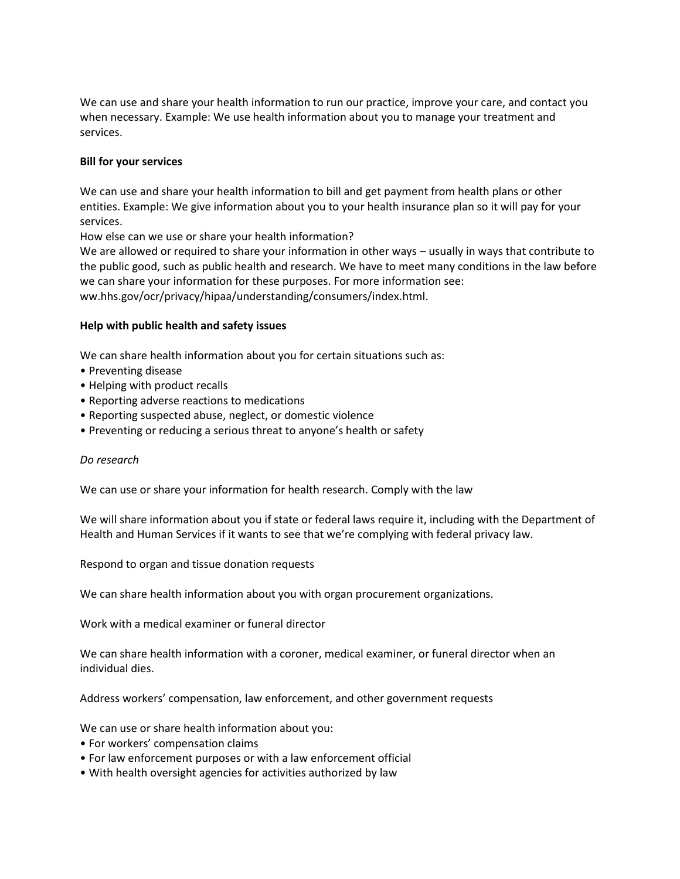We can use and share your health information to run our practice, improve your care, and contact you when necessary. Example: We use health information about you to manage your treatment and services.

**Bill for your services**

We can use and share your health information to bill and get payment from health plans or other entities. Example: We give information about you to your health insurance plan so it will pay for your services.
How else can we use or share your health information?
We are allowed or required to share your information in other ways – usually in ways that contribute to the public good, such as public health and research. We have to meet many conditions in the law before we can share your information for these purposes. For more information see: ww.hhs.gov/ocr/privacy/hipaa/understanding/consumers/index.html.

**Help with public health and safety issues**

We can share health information about you for certain situations such as:
• Preventing disease
• Helping with product recalls
• Reporting adverse reactions to medications
• Reporting suspected abuse, neglect, or domestic violence
• Preventing or reducing a serious threat to anyone's health or safety

*Do research*

We can use or share your information for health research. Comply with the law

We will share information about you if state or federal laws require it, including with the Department of Health and Human Services if it wants to see that we're complying with federal privacy law.

Respond to organ and tissue donation requests

We can share health information about you with organ procurement organizations.

Work with a medical examiner or funeral director

We can share health information with a coroner, medical examiner, or funeral director when an individual dies.

Address workers' compensation, law enforcement, and other government requests

We can use or share health information about you:
• For workers' compensation claims
• For law enforcement purposes or with a law enforcement official
• With health oversight agencies for activities authorized by law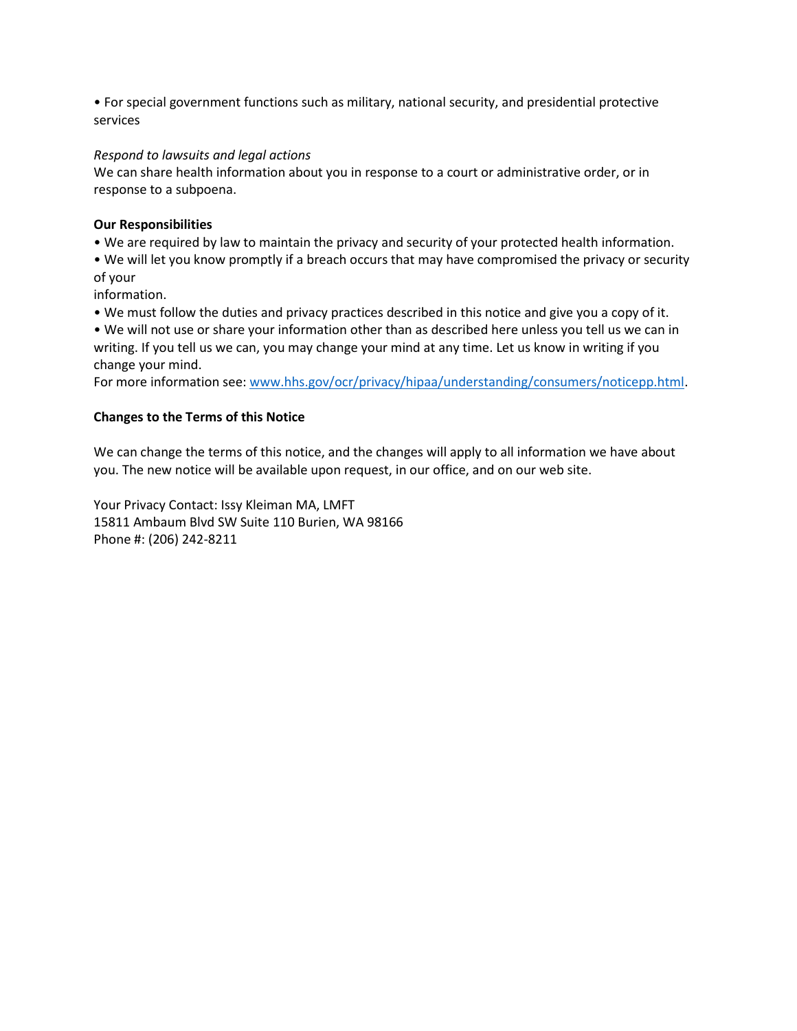• For special government functions such as military, national security, and presidential protective services

*Respond to lawsuits and legal actions*
We can share health information about you in response to a court or administrative order, or in response to a subpoena.

**Our Responsibilities**

• We are required by law to maintain the privacy and security of your protected health information.
• We will let you know promptly if a breach occurs that may have compromised the privacy or security of your
information.
• We must follow the duties and privacy practices described in this notice and give you a copy of it.
• We will not use or share your information other than as described here unless you tell us we can in writing. If you tell us we can, you may change your mind at any time. Let us know in writing if you change your mind.

For more information see: [www.hhs.gov/ocr/privacy/hipaa/understanding/consumers/noticepp.html](www.hhs.gov/ocr/privacy/hipaa/understanding/consumers/noticepp.html).

**Changes to the Terms of this Notice**

We can change the terms of this notice, and the changes will apply to all information we have about you. The new notice will be available upon request, in our office, and on our web site.

Your Privacy Contact: Issy Kleiman MA, LMFT
15811 Ambaum Blvd SW Suite 110 Burien, WA 98166
Phone #: (206) 242-8211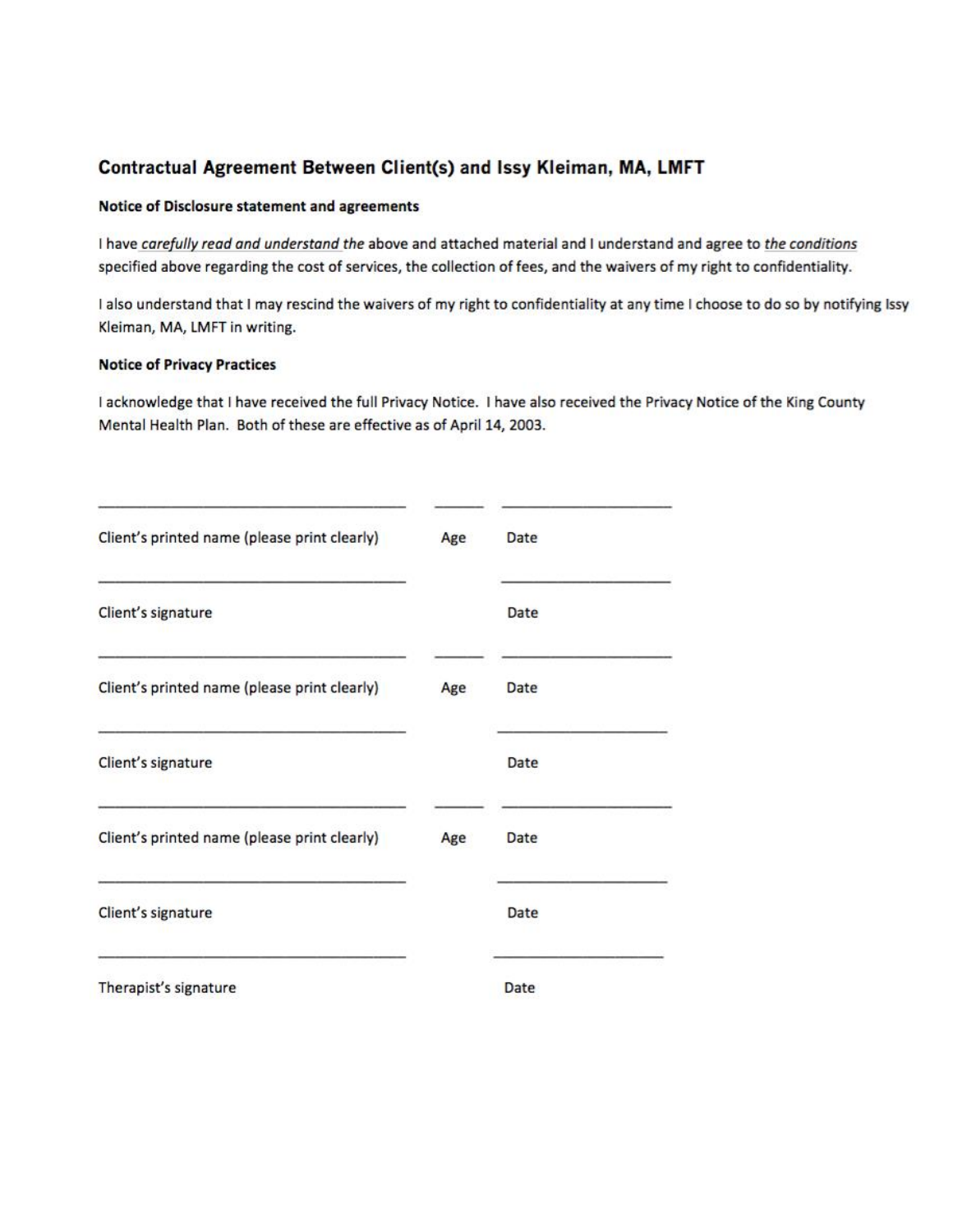## Contractual Agreement Between Client(s) and Issy Kleiman, MA, LMFT

### Notice of Disclosure statement and agreements

I have *carefully read and understand the* above and attached material and I understand and agree to *the conditions* specified above regarding the cost of services, the collection of fees, and the waivers of my right to confidentiality.

I also understand that I may rescind the waivers of my right to confidentiality at any time I choose to do so by notifying Issy Kleiman, MA, LMFT in writing.

### Notice of Privacy Practices

I acknowledge that I have received the full Privacy Notice. I have also received the Privacy Notice of the King County Mental Health Plan. Both of these are effective as of April 14, 2003.

\_\_\_\_\_\_\_\_\_\_\_\_\_\_\_\_\_\_\_\_\_\_\_\_\_\_\_\_\_\_ \_\_\_\_\_ \_\_\_\_\_\_\_\_\_\_\_\_\_\_\_\_

Client's printed name (please print clearly) Age Date

\_\_\_\_\_\_\_\_\_\_\_\_\_\_\_\_\_\_\_\_\_\_\_\_\_\_\_\_\_\_ \_\_\_\_\_\_\_\_\_\_\_\_\_\_\_\_

Client's signature Date

\_\_\_\_\_\_\_\_\_\_\_\_\_\_\_\_\_\_\_\_\_\_\_\_\_\_\_\_\_\_ \_\_\_\_\_ \_\_\_\_\_\_\_\_\_\_\_\_\_\_\_\_

Client's printed name (please print clearly) Age Date

\_\_\_\_\_\_\_\_\_\_\_\_\_\_\_\_\_\_\_\_\_\_\_\_\_\_\_\_\_\_ \_\_\_\_\_\_\_\_\_\_\_\_\_\_\_\_

Client's signature Date

\_\_\_\_\_\_\_\_\_\_\_\_\_\_\_\_\_\_\_\_\_\_\_\_\_\_\_\_\_\_ \_\_\_\_\_ \_\_\_\_\_\_\_\_\_\_\_\_\_\_\_\_

Client's printed name (please print clearly) Age Date

\_\_\_\_\_\_\_\_\_\_\_\_\_\_\_\_\_\_\_\_\_\_\_\_\_\_\_\_\_\_ \_\_\_\_\_\_\_\_\_\_\_\_\_\_\_\_

Client's signature Date

\_\_\_\_\_\_\_\_\_\_\_\_\_\_\_\_\_\_\_\_\_\_\_\_\_\_\_\_\_\_ \_\_\_\_\_\_\_\_\_\_\_\_\_\_\_\_

Therapist's signature Date